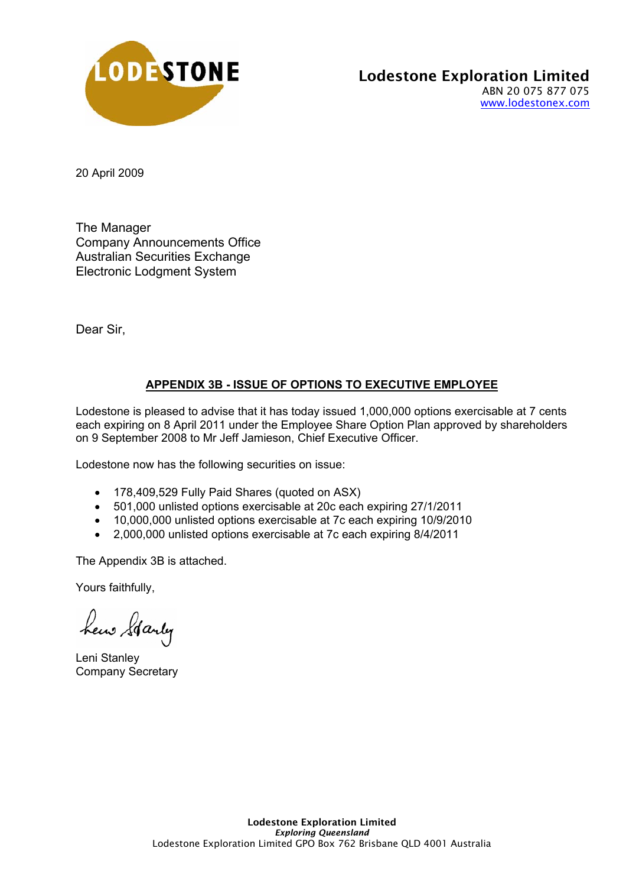**Lodestone Exploration Limited**
ABN 20 075 877 075
www.lodestonex.com

20 April 2009

The Manager
Company Announcements Office
Australian Securities Exchange
Electronic Lodgment System

Dear Sir,

## APPENDIX 3B - ISSUE OF OPTIONS TO EXECUTIVE EMPLOYEE

Lodestone is pleased to advise that it has today issued 1,000,000 options exercisable at 7 cents each expiring on 8 April 2011 under the Employee Share Option Plan approved by shareholders on 9 September 2008 to Mr Jeff Jamieson, Chief Executive Officer.

Lodestone now has the following securities on issue:

- 178,409,529 Fully Paid Shares (quoted on ASX)
- 501,000 unlisted options exercisable at 20c each expiring 27/1/2011
- 10,000,000 unlisted options exercisable at 7c each expiring 10/9/2010
- 2,000,000 unlisted options exercisable at 7c each expiring 8/4/2011

The Appendix 3B is attached.

Yours faithfully,

Leni Stanley
Company Secretary

**Lodestone Exploration Limited**
***Exploring Queensland***
Lodestone Exploration Limited GPO Box 762 Brisbane QLD 4001 Australia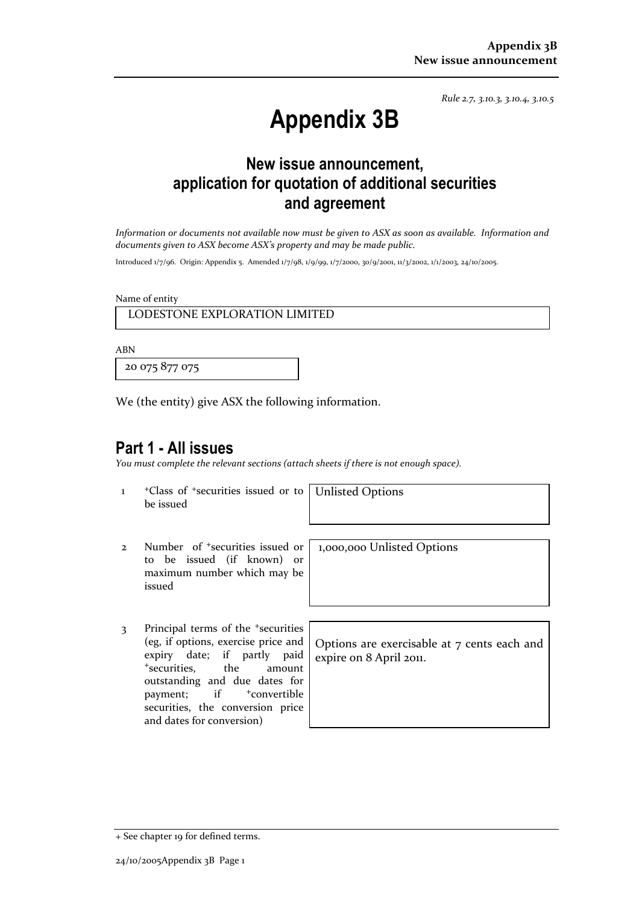*Rule 2.7, 3.10.3, 3.10.4, 3.10.5*

# Appendix 3B

## New issue announcement, application for quotation of additional securities and agreement

*Information or documents not available now must be given to ASX as soon as available. Information and documents given to ASX become ASX's property and may be made public.*

Introduced 1/7/96. Origin: Appendix 5. Amended 1/7/98, 1/9/99, 1/7/2000, 30/9/2001, 11/3/2002, 1/1/2003, 24/10/2005.

Name of entity

LODESTONE EXPLORATION LIMITED

ABN

20 075 877 075

We (the entity) give ASX the following information.

## Part 1 - All issues

*You must complete the relevant sections (attach sheets if there is not enough space).*

| | | |
|---|---|---|
| 1 | +Class of +securities issued or to be issued | Unlisted Options |
| 2 | Number of +securities issued or to be issued (if known) or maximum number which may be issued | 1,000,000 Unlisted Options |
| 3 | Principal terms of the +securities (eg, if options, exercise price and expiry date; if partly paid +securities, the amount outstanding and due dates for payment; if +convertible securities, the conversion price and dates for conversion) | Options are exercisable at 7 cents each and expire on 8 April 2011. |

+ See chapter 19 for defined terms.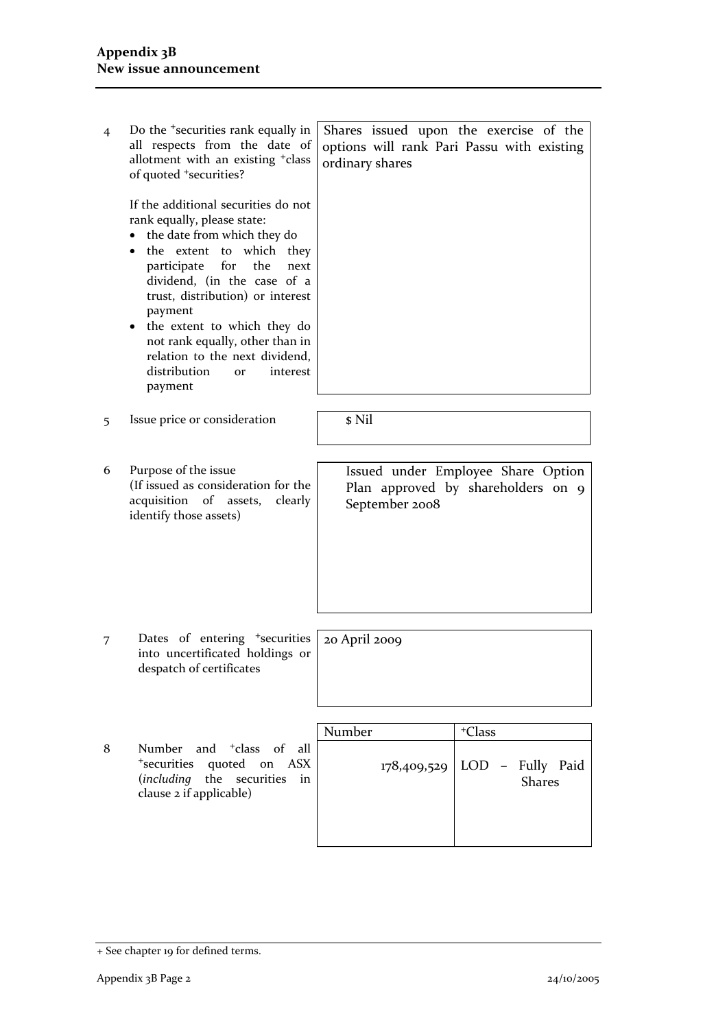| | | |
|---|---|---|
| 4 | Do the +securities rank equally in all respects from the date of allotment with an existing +class of quoted +securities?<br><br>If the additional securities do not rank equally, please state:<br>• the date from which they do<br>• the extent to which they participate for the next dividend, (in the case of a trust, distribution) or interest payment<br>• the extent to which they do not rank equally, other than in relation to the next dividend, distribution or interest payment | Shares issued upon the exercise of the options will rank Pari Passu with existing ordinary shares |
| 5 | Issue price or consideration | $ Nil |
| 6 | Purpose of the issue<br>(If issued as consideration for the acquisition of assets, clearly identify those assets) | Issued under Employee Share Option Plan approved by shareholders on 9 September 2008 |
| 7 | Dates of entering +securities into uncertificated holdings or despatch of certificates | 20 April 2009 |

| | | Number | +Class |
|---|---|---|---|
| 8 | Number and +class of all +securities quoted on ASX (*including* the securities in clause 2 if applicable) | 178,409,529 | LOD – Fully Paid Shares |

+ See chapter 19 for defined terms.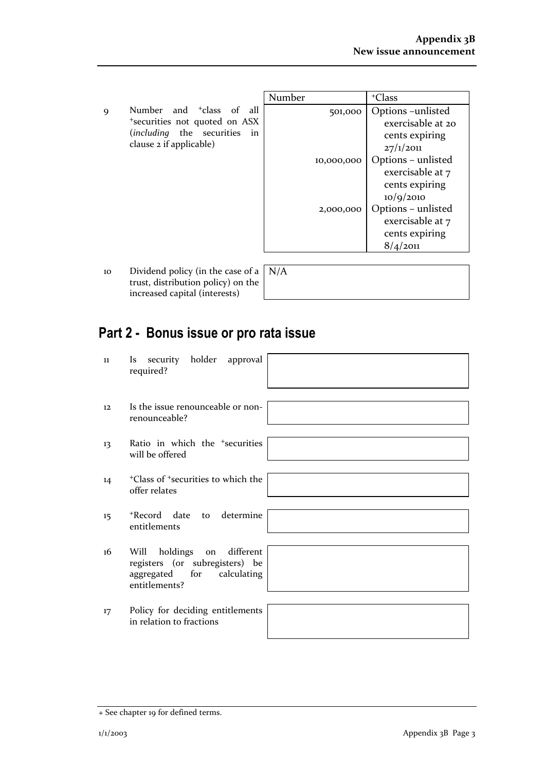| | | Number | +Class |
|---|---|---|---|
| 9 | Number and +class of all +securities not quoted on ASX (*including* the securities in clause 2 if applicable) | 501,000 | Options –unlisted exercisable at 20 cents expiring 27/1/2011 |
| | | 10,000,000 | Options – unlisted exercisable at 7 cents expiring 10/9/2010 |
| | | 2,000,000 | Options – unlisted exercisable at 7 cents expiring 8/4/2011 |

| | | |
|---|---|---|
| 10 | Dividend policy (in the case of a trust, distribution policy) on the increased capital (interests) | N/A |

## Part 2 - Bonus issue or pro rata issue

| | | |
|---|---|---|
| 11 | Is security holder approval required? | |
| 12 | Is the issue renounceable or non-renounceable? | |
| 13 | Ratio in which the +securities will be offered | |
| 14 | +Class of +securities to which the offer relates | |
| 15 | +Record date to determine entitlements | |
| 16 | Will holdings on different registers (or subregisters) be aggregated for calculating entitlements? | |
| 17 | Policy for deciding entitlements in relation to fractions | |

+ See chapter 19 for defined terms.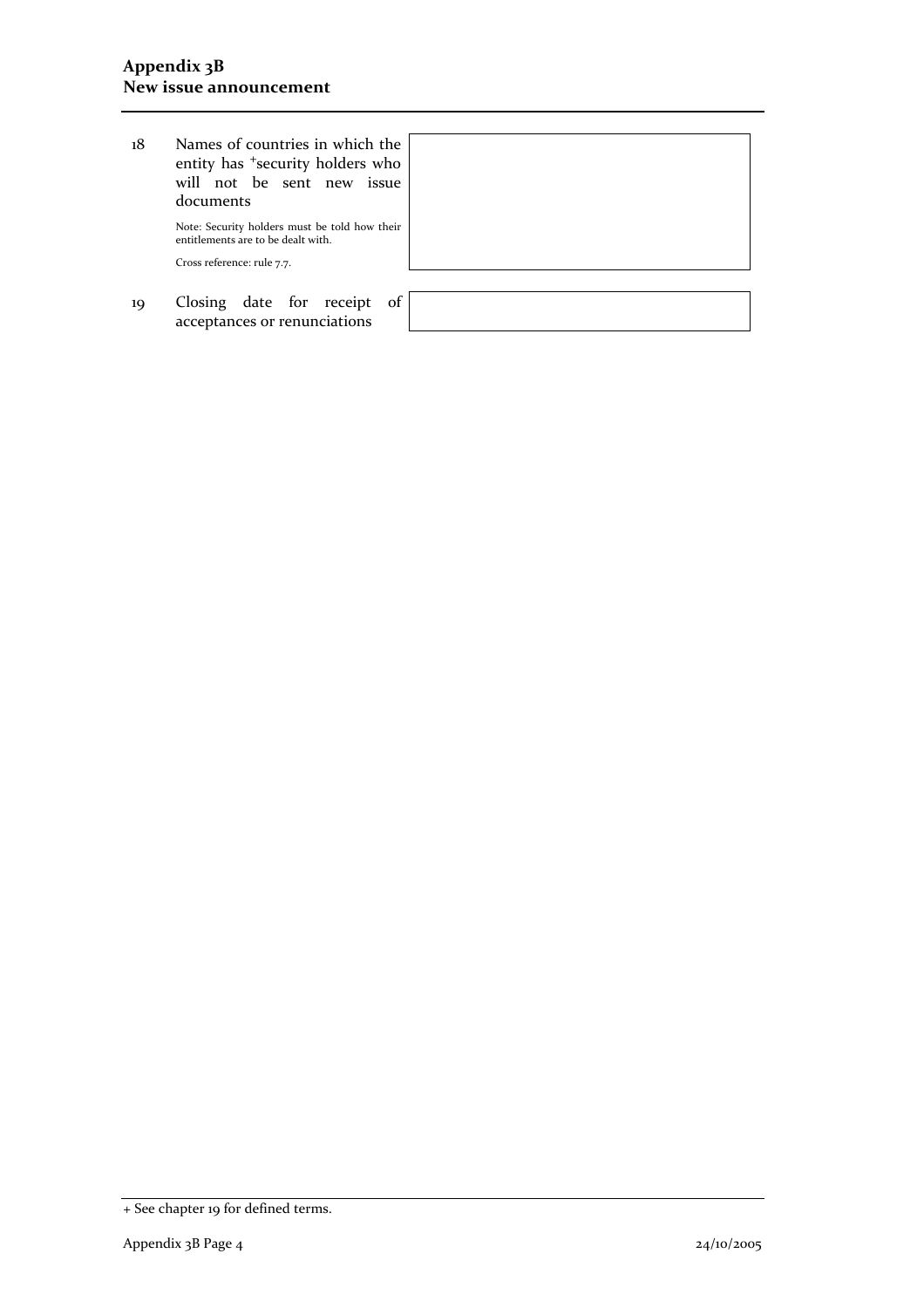| | | |
|---|---|---|
| 18 | Names of countries in which the entity has +security holders who will not be sent new issue documents<br><br>Note: Security holders must be told how their entitlements are to be dealt with.<br><br>Cross reference: rule 7.7. | |
| 19 | Closing date for receipt of acceptances or renunciations | |

+ See chapter 19 for defined terms.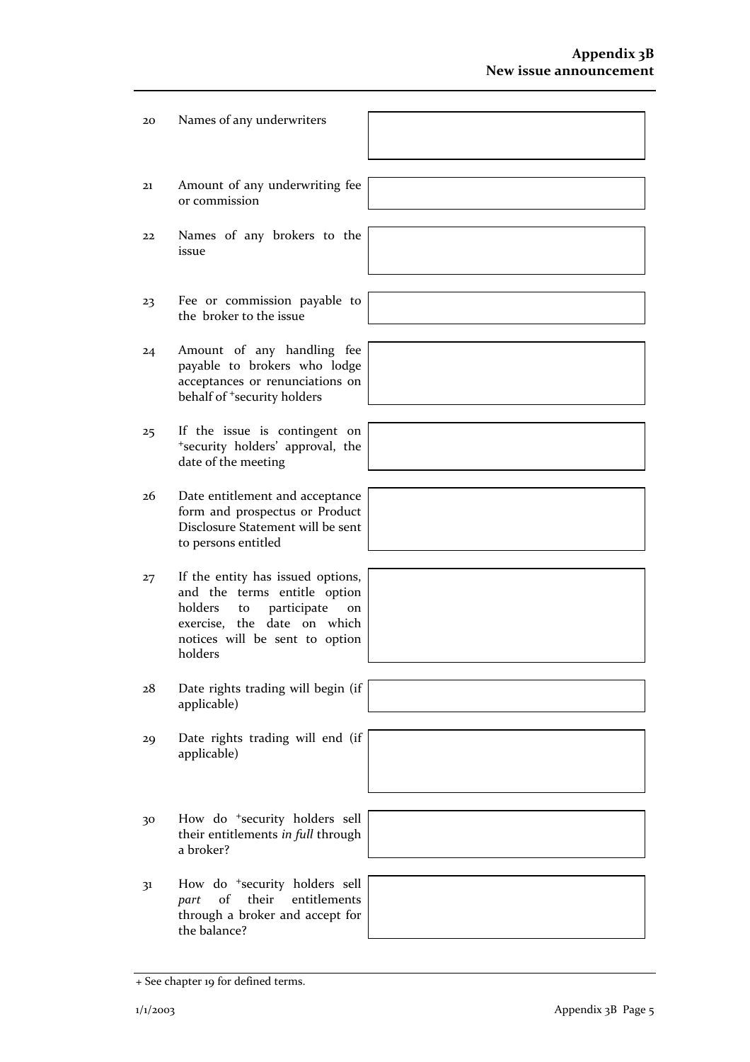| | | |
|---|---|---|
| 20 | Names of any underwriters | |
| 21 | Amount of any underwriting fee or commission | |
| 22 | Names of any brokers to the issue | |
| 23 | Fee or commission payable to the broker to the issue | |
| 24 | Amount of any handling fee payable to brokers who lodge acceptances or renunciations on behalf of +security holders | |
| 25 | If the issue is contingent on +security holders' approval, the date of the meeting | |
| 26 | Date entitlement and acceptance form and prospectus or Product Disclosure Statement will be sent to persons entitled | |
| 27 | If the entity has issued options, and the terms entitle option holders to participate on exercise, the date on which notices will be sent to option holders | |
| 28 | Date rights trading will begin (if applicable) | |
| 29 | Date rights trading will end (if applicable) | |
| 30 | How do +security holders sell their entitlements *in full* through a broker? | |
| 31 | How do +security holders sell *part* of their entitlements through a broker and accept for the balance? | |

+ See chapter 19 for defined terms.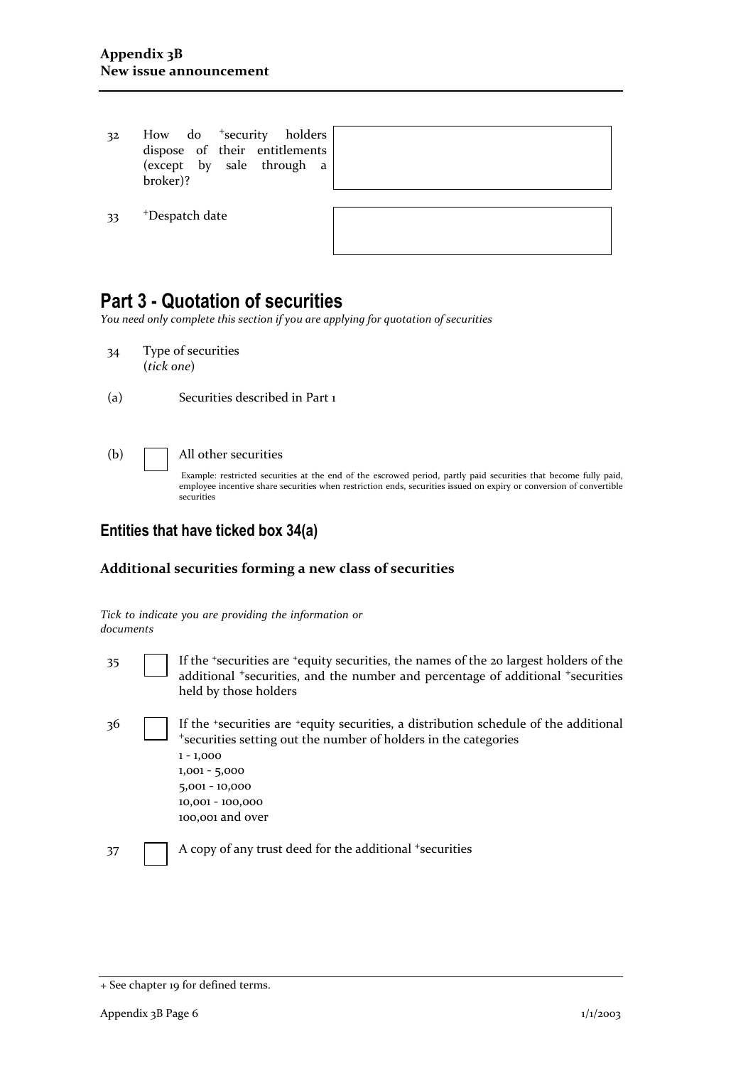| | | |
|---|---|---|
| 32 | How do +security holders dispose of their entitlements (except by sale through a broker)? | |
| 33 | +Despatch date | |

## Part 3 - Quotation of securities

*You need only complete this section if you are applying for quotation of securities*

34 Type of securities (*tick one*)

(a) Securities described in Part 1

(b) ☐ All other securities

Example: restricted securities at the end of the escrowed period, partly paid securities that become fully paid, employee incentive share securities when restriction ends, securities issued on expiry or conversion of convertible securities

### Entities that have ticked box 34(a)

#### Additional securities forming a new class of securities

*Tick to indicate you are providing the information or documents*

35 ☐ If the +securities are +equity securities, the names of the 20 largest holders of the additional +securities, and the number and percentage of additional +securities held by those holders

36 ☐ If the +securities are +equity securities, a distribution schedule of the additional +securities setting out the number of holders in the categories
1 - 1,000
1,001 - 5,000
5,001 - 10,000
10,001 - 100,000
100,001 and over

37 ☐ A copy of any trust deed for the additional +securities

+ See chapter 19 for defined terms.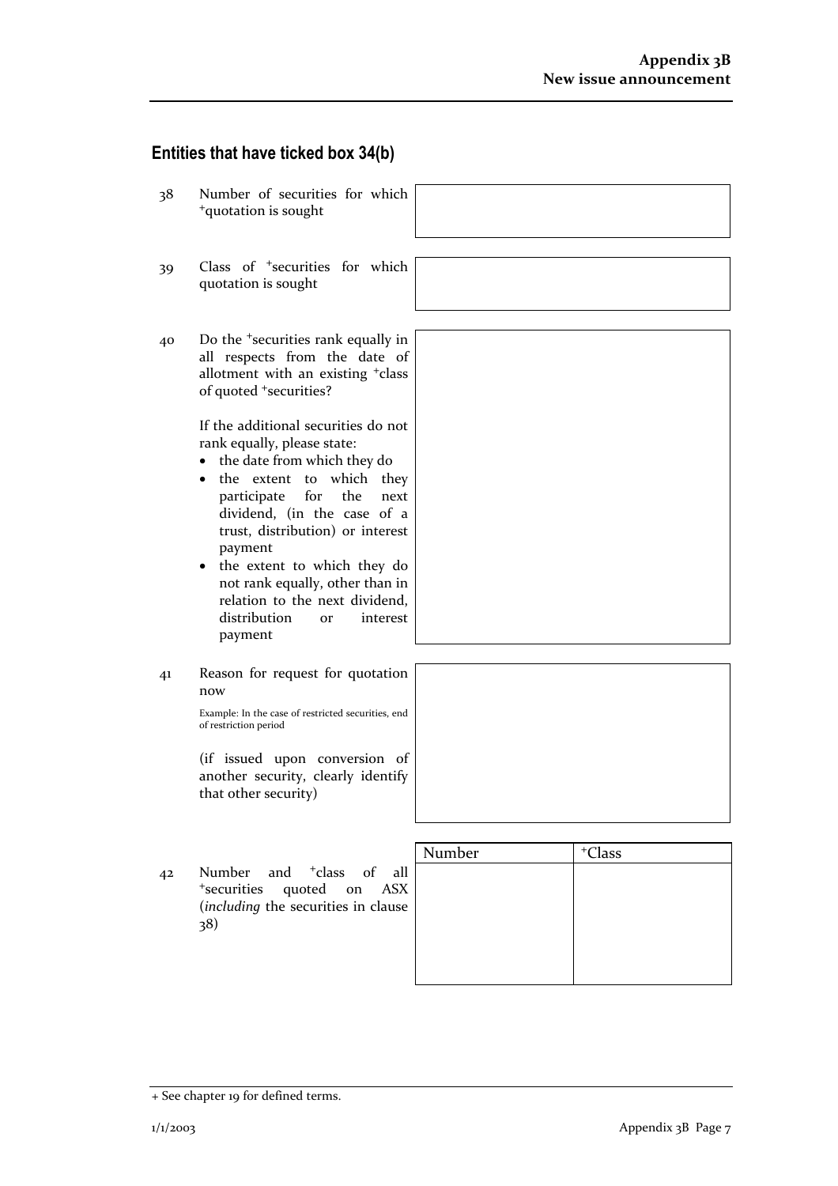## Entities that have ticked box 34(b)

38 Number of securities for which +quotation is sought

39 Class of +securities for which quotation is sought

40 Do the +securities rank equally in all respects from the date of allotment with an existing +class of quoted +securities?

If the additional securities do not rank equally, please state:

- the date from which they do
- the extent to which they participate for the next dividend, (in the case of a trust, distribution) or interest payment
- the extent to which they do not rank equally, other than in relation to the next dividend, distribution or interest payment

41 Reason for request for quotation now

Example: In the case of restricted securities, end of restriction period

(if issued upon conversion of another security, clearly identify that other security)

42 Number and +class of all +securities quoted on ASX (*including* the securities in clause 38)

| Number | +Class |
|---|---|
| | |

+ See chapter 19 for defined terms.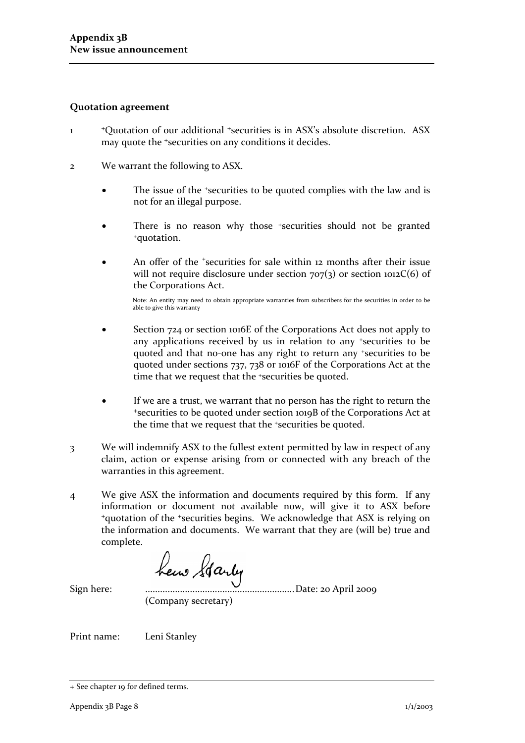### Quotation agreement

1 +Quotation of our additional +securities is in ASX's absolute discretion. ASX may quote the +securities on any conditions it decides.

2 We warrant the following to ASX.

- The issue of the +securities to be quoted complies with the law and is not for an illegal purpose.

- There is no reason why those +securities should not be granted +quotation.

- An offer of the +securities for sale within 12 months after their issue will not require disclosure under section 707(3) or section 1012C(6) of the Corporations Act.

  Note: An entity may need to obtain appropriate warranties from subscribers for the securities in order to be able to give this warranty

- Section 724 or section 1016E of the Corporations Act does not apply to any applications received by us in relation to any +securities to be quoted and that no-one has any right to return any +securities to be quoted under sections 737, 738 or 1016F of the Corporations Act at the time that we request that the +securities be quoted.

- If we are a trust, we warrant that no person has the right to return the +securities to be quoted under section 1019B of the Corporations Act at the time that we request that the +securities be quoted.

3 We will indemnify ASX to the fullest extent permitted by law in respect of any claim, action or expense arising from or connected with any breach of the warranties in this agreement.

4 We give ASX the information and documents required by this form. If any information or document not available now, will give it to ASX before +quotation of the +securities begins. We acknowledge that ASX is relying on the information and documents. We warrant that they are (will be) true and complete.

Sign here: ............................................................ Date: 20 April 2009
(Company secretary)

Print name: Leni Stanley

+ See chapter 19 for defined terms.